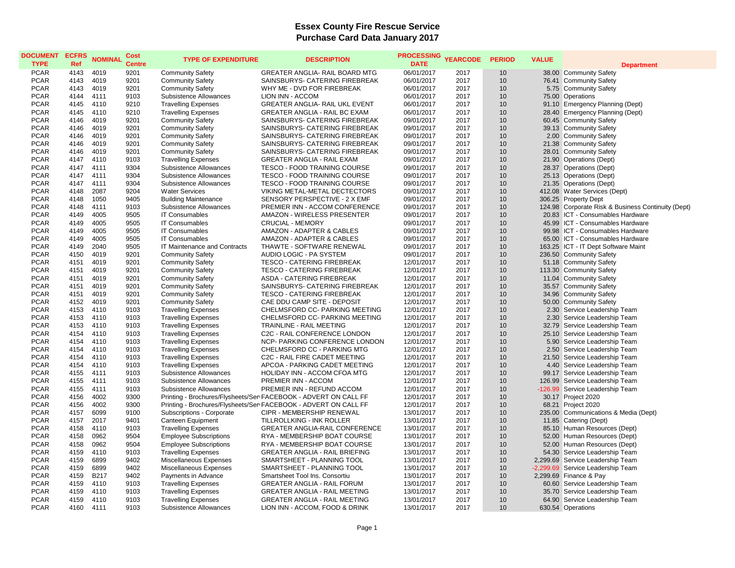# Essex County Fire Rescue Service
## Purchase Card Data January 2017

| DOCUMENT TYPE | ECFRS Ref | NOMINAL | Cost Centre | TYPE OF EXPENDITURE | DESCRIPTION | PROCESSING DATE | YEARCODE | PERIOD | VALUE | Department |
|---|---|---|---|---|---|---|---|---|---|---|
| PCAR | 4143 | 4019 | 9201 | Community Safety | GREATER ANGLIA- RAIL BOARD MTG | 06/01/2017 | 2017 | 10 | 38.00 | Community Safety |
| PCAR | 4143 | 4019 | 9201 | Community Safety | SAINSBURYS- CATERING FIREBREAK | 06/01/2017 | 2017 | 10 | 76.41 | Community Safety |
| PCAR | 4143 | 4019 | 9201 | Community Safety | WHY ME - DVD FOR FIREBREAK | 06/01/2017 | 2017 | 10 | 5.75 | Community Safety |
| PCAR | 4144 | 4111 | 9103 | Subsistence Allowances | LION INN - ACCOM | 06/01/2017 | 2017 | 10 | 75.00 | Operations |
| PCAR | 4145 | 4110 | 9210 | Travelling Expenses | GREATER ANGLIA- RAIL UKL EVENT | 06/01/2017 | 2017 | 10 | 91.10 | Emergency Planning (Dept) |
| PCAR | 4145 | 4110 | 9210 | Travelling Expenses | GREATER ANGLIA - RAIL BC EXAM | 06/01/2017 | 2017 | 10 | 28.40 | Emergency Planning (Dept) |
| PCAR | 4146 | 4019 | 9201 | Community Safety | SAINSBURYS- CATERING FIREBREAK | 09/01/2017 | 2017 | 10 | 60.45 | Community Safety |
| PCAR | 4146 | 4019 | 9201 | Community Safety | SAINSBURYS- CATERING FIREBREAK | 09/01/2017 | 2017 | 10 | 39.13 | Community Safety |
| PCAR | 4146 | 4019 | 9201 | Community Safety | SAINSBURYS- CATERING FIREBREAK | 09/01/2017 | 2017 | 10 | 2.00 | Community Safety |
| PCAR | 4146 | 4019 | 9201 | Community Safety | SAINSBURYS- CATERING FIREBREAK | 09/01/2017 | 2017 | 10 | 21.38 | Community Safety |
| PCAR | 4146 | 4019 | 9201 | Community Safety | SAINSBURYS- CATERING FIREBREAK | 09/01/2017 | 2017 | 10 | 28.01 | Community Safety |
| PCAR | 4147 | 4110 | 9103 | Travelling Expenses | GREATER ANGLIA - RAIL EXAM | 09/01/2017 | 2017 | 10 | 21.90 | Operations (Dept) |
| PCAR | 4147 | 4111 | 9304 | Subsistence Allowances | TESCO - FOOD TRAINING COURSE | 09/01/2017 | 2017 | 10 | 28.37 | Operations (Dept) |
| PCAR | 4147 | 4111 | 9304 | Subsistence Allowances | TESCO - FOOD TRAINING COURSE | 09/01/2017 | 2017 | 10 | 25.13 | Operations (Dept) |
| PCAR | 4147 | 4111 | 9304 | Subsistence Allowances | TESCO - FOOD TRAINING COURSE | 09/01/2017 | 2017 | 10 | 21.35 | Operations (Dept) |
| PCAR | 4148 | 2087 | 9204 | Water Services | VIKING METAL-METAL DECTECTORS | 09/01/2017 | 2017 | 10 | 412.08 | Water Services (Dept) |
| PCAR | 4148 | 1050 | 9405 | Building Maintenance | SENSORY PERSPECTIVE - 2 X EMF | 09/01/2017 | 2017 | 10 | 306.25 | Property Dept |
| PCAR | 4148 | 4111 | 9103 | Subsistence Allowances | PREMIER INN - ACCOM CONFERENCE | 09/01/2017 | 2017 | 10 | 124.98 | Corporate Risk & Business Continuity (Dept) |
| PCAR | 4149 | 4005 | 9505 | IT Consumables | AMAZON - WIRELESS PRESENTER | 09/01/2017 | 2017 | 10 | 20.83 | ICT - Consumables Hardware |
| PCAR | 4149 | 4005 | 9505 | IT Consumables | CRUCIAL - MEMORY | 09/01/2017 | 2017 | 10 | 45.99 | ICT - Consumables Hardware |
| PCAR | 4149 | 4005 | 9505 | IT Consumables | AMAZON - ADAPTER & CABLES | 09/01/2017 | 2017 | 10 | 99.98 | ICT - Consumables Hardware |
| PCAR | 4149 | 4005 | 9505 | IT Consumables | AMAZON - ADAPTER & CABLES | 09/01/2017 | 2017 | 10 | 65.00 | ICT - Consumables Hardware |
| PCAR | 4149 | 2040 | 9505 | IT Maintenance and Contracts | THAWTE - SOFTWARE RENEWAL | 09/01/2017 | 2017 | 10 | 163.25 | ICT - IT Dept Software Maint |
| PCAR | 4150 | 4019 | 9201 | Community Safety | AUDIO LOGIC - PA SYSTEM | 09/01/2017 | 2017 | 10 | 236.50 | Community Safety |
| PCAR | 4151 | 4019 | 9201 | Community Safety | TESCO - CATERING FIREBREAK | 12/01/2017 | 2017 | 10 | 51.18 | Community Safety |
| PCAR | 4151 | 4019 | 9201 | Community Safety | TESCO - CATERING FIREBREAK | 12/01/2017 | 2017 | 10 | 113.30 | Community Safety |
| PCAR | 4151 | 4019 | 9201 | Community Safety | ASDA - CATERING FIREBREAK | 12/01/2017 | 2017 | 10 | 11.04 | Community Safety |
| PCAR | 4151 | 4019 | 9201 | Community Safety | SAINSBURYS- CATERING FIREBREAK | 12/01/2017 | 2017 | 10 | 35.57 | Community Safety |
| PCAR | 4151 | 4019 | 9201 | Community Safety | TESCO - CATERING FIREBREAK | 12/01/2017 | 2017 | 10 | 34.96 | Community Safety |
| PCAR | 4152 | 4019 | 9201 | Community Safety | CAE DDU CAMP SITE - DEPOSIT | 12/01/2017 | 2017 | 10 | 50.00 | Community Safety |
| PCAR | 4153 | 4110 | 9103 | Travelling Expenses | CHELMSFORD CC- PARKING MEETING | 12/01/2017 | 2017 | 10 | 2.30 | Service Leadership Team |
| PCAR | 4153 | 4110 | 9103 | Travelling Expenses | CHELMSFORD CC- PARKING MEETING | 12/01/2017 | 2017 | 10 | 2.30 | Service Leadership Team |
| PCAR | 4153 | 4110 | 9103 | Travelling Expenses | TRAINLINE - RAIL MEETING | 12/01/2017 | 2017 | 10 | 32.79 | Service Leadership Team |
| PCAR | 4154 | 4110 | 9103 | Travelling Expenses | C2C - RAIL CONFERENCE LONDON | 12/01/2017 | 2017 | 10 | 25.10 | Service Leadership Team |
| PCAR | 4154 | 4110 | 9103 | Travelling Expenses | NCP- PARKING CONFERENCE LONDON | 12/01/2017 | 2017 | 10 | 5.90 | Service Leadership Team |
| PCAR | 4154 | 4110 | 9103 | Travelling Expenses | CHELMSFORD CC - PARKING MTG | 12/01/2017 | 2017 | 10 | 2.50 | Service Leadership Team |
| PCAR | 4154 | 4110 | 9103 | Travelling Expenses | C2C - RAIL FIRE CADET MEETING | 12/01/2017 | 2017 | 10 | 21.50 | Service Leadership Team |
| PCAR | 4154 | 4110 | 9103 | Travelling Expenses | APCOA - PARKING CADET MEETING | 12/01/2017 | 2017 | 10 | 4.40 | Service Leadership Team |
| PCAR | 4155 | 4111 | 9103 | Subsistence Allowances | HOLIDAY INN - ACCOM CFOA MTG | 12/01/2017 | 2017 | 10 | 99.17 | Service Leadership Team |
| PCAR | 4155 | 4111 | 9103 | Subsistence Allowances | PREMIER INN - ACCOM | 12/01/2017 | 2017 | 10 | 126.99 | Service Leadership Team |
| PCAR | 4155 | 4111 | 9103 | Subsistence Allowances | PREMIER INN - REFUND ACCOM | 12/01/2017 | 2017 | 10 | -126.99 | Service Leadership Team |
| PCAR | 4156 | 4002 | 9300 | Printing - Brochures/Flysheets/Ser | FACEBOOK - ADVERT ON CALL FF | 12/01/2017 | 2017 | 10 | 30.17 | Project 2020 |
| PCAR | 4156 | 4002 | 9300 | Printing - Brochures/Flysheets/Ser | FACEBOOK - ADVERT ON CALL FF | 12/01/2017 | 2017 | 10 | 68.21 | Project 2020 |
| PCAR | 4157 | 6099 | 9100 | Subscriptions - Corporate | CIPR - MEMBERSHIP RENEWAL | 13/01/2017 | 2017 | 10 | 235.00 | Communications & Media (Dept) |
| PCAR | 4157 | 2017 | 9401 | Canteen Equipment | TILLROLLKING - INK ROLLER | 13/01/2017 | 2017 | 10 | 11.85 | Catering (Dept) |
| PCAR | 4158 | 4110 | 9103 | Travelling Expenses | GREATER ANGLIA-RAIL CONFERENCE | 13/01/2017 | 2017 | 10 | 85.10 | Human Resources (Dept) |
| PCAR | 4158 | 0962 | 9504 | Employee Subscriptions | RYA - MEMBERSHIP BOAT COURSE | 13/01/2017 | 2017 | 10 | 52.00 | Human Resources (Dept) |
| PCAR | 4158 | 0962 | 9504 | Employee Subscriptions | RYA - MEMBERSHIP BOAT COURSE | 13/01/2017 | 2017 | 10 | 52.00 | Human Resources (Dept) |
| PCAR | 4159 | 4110 | 9103 | Travelling Expenses | GREATER ANGLIA - RAIL BRIEFING | 13/01/2017 | 2017 | 10 | 54.30 | Service Leadership Team |
| PCAR | 4159 | 6899 | 9402 | Miscellaneous Expenses | SMARTSHEET - PLANNING TOOL | 13/01/2017 | 2017 | 10 | 2,299.69 | Service Leadership Team |
| PCAR | 4159 | 6899 | 9402 | Miscellaneous Expenses | SMARTSHEET - PLANNING TOOL | 13/01/2017 | 2017 | 10 | -2,299.69 | Service Leadership Team |
| PCAR | 4159 | B217 | 9402 | Payments in Advance | Smartsheet Tool Ins. Consortiu | 13/01/2017 | 2017 | 10 | 2,299.69 | Finance & Pay |
| PCAR | 4159 | 4110 | 9103 | Travelling Expenses | GREATER ANGLIA - RAIL FORUM | 13/01/2017 | 2017 | 10 | 60.60 | Service Leadership Team |
| PCAR | 4159 | 4110 | 9103 | Travelling Expenses | GREATER ANGLIA - RAIL MEETING | 13/01/2017 | 2017 | 10 | 35.70 | Service Leadership Team |
| PCAR | 4159 | 4110 | 9103 | Travelling Expenses | GREATER ANGLIA - RAIL MEETING | 13/01/2017 | 2017 | 10 | 64.90 | Service Leadership Team |
| PCAR | 4160 | 4111 | 9103 | Subsistence Allowances | LION INN - ACCOM, FOOD & DRINK | 13/01/2017 | 2017 | 10 | 630.54 | Operations |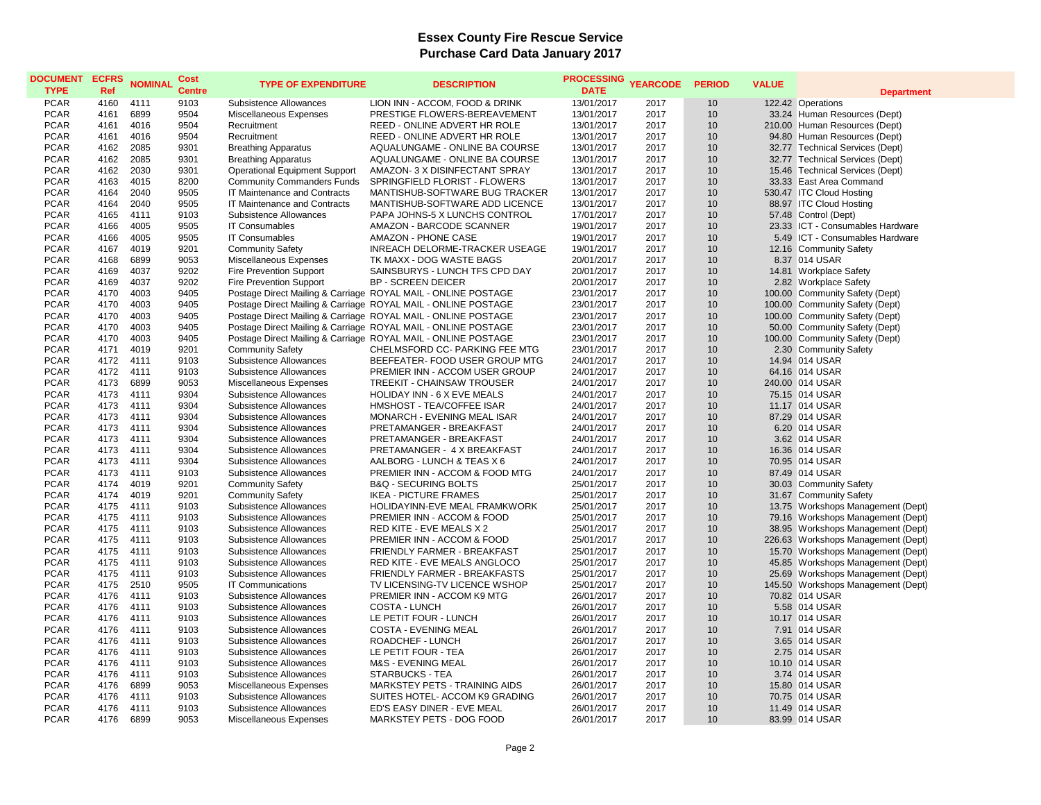# Essex County Fire Rescue Service
## Purchase Card Data January 2017

| DOCUMENT TYPE | ECFRS Ref | NOMINAL | Cost Centre | TYPE OF EXPENDITURE | DESCRIPTION | PROCESSING DATE | YEARCODE | PERIOD | VALUE | Department |
|---|---|---|---|---|---|---|---|---|---|---|
| PCAR | 4160 | 4111 | 9103 | Subsistence Allowances | LION INN - ACCOM, FOOD & DRINK | 13/01/2017 | 2017 | 10 | 122.42 | Operations |
| PCAR | 4161 | 6899 | 9504 | Miscellaneous Expenses | PRESTIGE FLOWERS-BEREAVEMENT | 13/01/2017 | 2017 | 10 | 33.24 | Human Resources (Dept) |
| PCAR | 4161 | 4016 | 9504 | Recruitment | REED - ONLINE ADVERT HR ROLE | 13/01/2017 | 2017 | 10 | 210.00 | Human Resources (Dept) |
| PCAR | 4161 | 4016 | 9504 | Recruitment | REED - ONLINE ADVERT HR ROLE | 13/01/2017 | 2017 | 10 | 94.80 | Human Resources (Dept) |
| PCAR | 4162 | 2085 | 9301 | Breathing Apparatus | AQUALUNGAME - ONLINE BA COURSE | 13/01/2017 | 2017 | 10 | 32.77 | Technical Services (Dept) |
| PCAR | 4162 | 2085 | 9301 | Breathing Apparatus | AQUALUNGAME - ONLINE BA COURSE | 13/01/2017 | 2017 | 10 | 32.77 | Technical Services (Dept) |
| PCAR | 4162 | 2030 | 9301 | Operational Equipment Support | AMAZON- 3 X DISINFECTANT SPRAY | 13/01/2017 | 2017 | 10 | 15.46 | Technical Services (Dept) |
| PCAR | 4163 | 4015 | 8200 | Community Commanders Funds | SPRINGFIELD FLORIST - FLOWERS | 13/01/2017 | 2017 | 10 | 33.33 | East Area Command |
| PCAR | 4164 | 2040 | 9505 | IT Maintenance and Contracts | MANTISHUB-SOFTWARE BUG TRACKER | 13/01/2017 | 2017 | 10 | 530.47 | ITC Cloud Hosting |
| PCAR | 4164 | 2040 | 9505 | IT Maintenance and Contracts | MANTISHUB-SOFTWARE ADD LICENCE | 13/01/2017 | 2017 | 10 | 88.97 | ITC Cloud Hosting |
| PCAR | 4165 | 4111 | 9103 | Subsistence Allowances | PAPA JOHNS-5 X LUNCHS CONTROL | 17/01/2017 | 2017 | 10 | 57.48 | Control (Dept) |
| PCAR | 4166 | 4005 | 9505 | IT Consumables | AMAZON - BARCODE SCANNER | 19/01/2017 | 2017 | 10 | 23.33 | ICT - Consumables Hardware |
| PCAR | 4166 | 4005 | 9505 | IT Consumables | AMAZON - PHONE CASE | 19/01/2017 | 2017 | 10 | 5.49 | ICT - Consumables Hardware |
| PCAR | 4167 | 4019 | 9201 | Community Safety | INREACH DELORME-TRACKER USEAGE | 19/01/2017 | 2017 | 10 | 12.16 | Community Safety |
| PCAR | 4168 | 6899 | 9053 | Miscellaneous Expenses | TK MAXX - DOG WASTE BAGS | 20/01/2017 | 2017 | 10 | 8.37 | 014 USAR |
| PCAR | 4169 | 4037 | 9202 | Fire Prevention Support | SAINSBURYS - LUNCH TFS CPD DAY | 20/01/2017 | 2017 | 10 | 14.81 | Workplace Safety |
| PCAR | 4169 | 4037 | 9202 | Fire Prevention Support | BP - SCREEN DEICER | 20/01/2017 | 2017 | 10 | 2.82 | Workplace Safety |
| PCAR | 4170 | 4003 | 9405 | Postage Direct Mailing & Carriage | ROYAL MAIL - ONLINE POSTAGE | 23/01/2017 | 2017 | 10 | 100.00 | Community Safety (Dept) |
| PCAR | 4170 | 4003 | 9405 | Postage Direct Mailing & Carriage | ROYAL MAIL - ONLINE POSTAGE | 23/01/2017 | 2017 | 10 | 100.00 | Community Safety (Dept) |
| PCAR | 4170 | 4003 | 9405 | Postage Direct Mailing & Carriage | ROYAL MAIL - ONLINE POSTAGE | 23/01/2017 | 2017 | 10 | 100.00 | Community Safety (Dept) |
| PCAR | 4170 | 4003 | 9405 | Postage Direct Mailing & Carriage | ROYAL MAIL - ONLINE POSTAGE | 23/01/2017 | 2017 | 10 | 50.00 | Community Safety (Dept) |
| PCAR | 4170 | 4003 | 9405 | Postage Direct Mailing & Carriage | ROYAL MAIL - ONLINE POSTAGE | 23/01/2017 | 2017 | 10 | 100.00 | Community Safety (Dept) |
| PCAR | 4171 | 4019 | 9201 | Community Safety | CHELMSFORD CC- PARKING FEE MTG | 23/01/2017 | 2017 | 10 | 2.30 | Community Safety |
| PCAR | 4172 | 4111 | 9103 | Subsistence Allowances | BEEFEATER- FOOD USER GROUP MTG | 24/01/2017 | 2017 | 10 | 14.94 | 014 USAR |
| PCAR | 4172 | 4111 | 9103 | Subsistence Allowances | PREMIER INN - ACCOM USER GROUP | 24/01/2017 | 2017 | 10 | 64.16 | 014 USAR |
| PCAR | 4173 | 6899 | 9053 | Miscellaneous Expenses | TREEKIT - CHAINSAW TROUSER | 24/01/2017 | 2017 | 10 | 240.00 | 014 USAR |
| PCAR | 4173 | 4111 | 9304 | Subsistence Allowances | HOLIDAY INN - 6 X EVE MEALS | 24/01/2017 | 2017 | 10 | 75.15 | 014 USAR |
| PCAR | 4173 | 4111 | 9304 | Subsistence Allowances | HMSHOST - TEA/COFFEE ISAR | 24/01/2017 | 2017 | 10 | 11.17 | 014 USAR |
| PCAR | 4173 | 4111 | 9304 | Subsistence Allowances | MONARCH - EVENING MEAL ISAR | 24/01/2017 | 2017 | 10 | 87.29 | 014 USAR |
| PCAR | 4173 | 4111 | 9304 | Subsistence Allowances | PRETAMANGER - BREAKFAST | 24/01/2017 | 2017 | 10 | 6.20 | 014 USAR |
| PCAR | 4173 | 4111 | 9304 | Subsistence Allowances | PRETAMANGER - BREAKFAST | 24/01/2017 | 2017 | 10 | 3.62 | 014 USAR |
| PCAR | 4173 | 4111 | 9304 | Subsistence Allowances | PRETAMANGER - 4 X BREAKFAST | 24/01/2017 | 2017 | 10 | 16.36 | 014 USAR |
| PCAR | 4173 | 4111 | 9304 | Subsistence Allowances | AALBORG - LUNCH & TEAS X 6 | 24/01/2017 | 2017 | 10 | 70.95 | 014 USAR |
| PCAR | 4173 | 4111 | 9103 | Subsistence Allowances | PREMIER INN - ACCOM & FOOD MTG | 24/01/2017 | 2017 | 10 | 87.49 | 014 USAR |
| PCAR | 4174 | 4019 | 9201 | Community Safety | B&Q - SECURING BOLTS | 25/01/2017 | 2017 | 10 | 30.03 | Community Safety |
| PCAR | 4174 | 4019 | 9201 | Community Safety | IKEA - PICTURE FRAMES | 25/01/2017 | 2017 | 10 | 31.67 | Community Safety |
| PCAR | 4175 | 4111 | 9103 | Subsistence Allowances | HOLIDAYINN-EVE MEAL FRAMKWORK | 25/01/2017 | 2017 | 10 | 13.75 | Workshops Management (Dept) |
| PCAR | 4175 | 4111 | 9103 | Subsistence Allowances | PREMIER INN - ACCOM & FOOD | 25/01/2017 | 2017 | 10 | 79.16 | Workshops Management (Dept) |
| PCAR | 4175 | 4111 | 9103 | Subsistence Allowances | RED KITE - EVE MEALS X 2 | 25/01/2017 | 2017 | 10 | 38.95 | Workshops Management (Dept) |
| PCAR | 4175 | 4111 | 9103 | Subsistence Allowances | PREMIER INN - ACCOM & FOOD | 25/01/2017 | 2017 | 10 | 226.63 | Workshops Management (Dept) |
| PCAR | 4175 | 4111 | 9103 | Subsistence Allowances | FRIENDLY FARMER - BREAKFAST | 25/01/2017 | 2017 | 10 | 15.70 | Workshops Management (Dept) |
| PCAR | 4175 | 4111 | 9103 | Subsistence Allowances | RED KITE - EVE MEALS ANGLOCO | 25/01/2017 | 2017 | 10 | 45.85 | Workshops Management (Dept) |
| PCAR | 4175 | 4111 | 9103 | Subsistence Allowances | FRIENDLY FARMER - BREAKFASTS | 25/01/2017 | 2017 | 10 | 25.69 | Workshops Management (Dept) |
| PCAR | 4175 | 2510 | 9505 | IT Communications | TV LICENSING-TV LICENCE WSHOP | 25/01/2017 | 2017 | 10 | 145.50 | Workshops Management (Dept) |
| PCAR | 4176 | 4111 | 9103 | Subsistence Allowances | PREMIER INN - ACCOM K9 MTG | 26/01/2017 | 2017 | 10 | 70.82 | 014 USAR |
| PCAR | 4176 | 4111 | 9103 | Subsistence Allowances | COSTA - LUNCH | 26/01/2017 | 2017 | 10 | 5.58 | 014 USAR |
| PCAR | 4176 | 4111 | 9103 | Subsistence Allowances | LE PETIT FOUR - LUNCH | 26/01/2017 | 2017 | 10 | 10.17 | 014 USAR |
| PCAR | 4176 | 4111 | 9103 | Subsistence Allowances | COSTA - EVENING MEAL | 26/01/2017 | 2017 | 10 | 7.91 | 014 USAR |
| PCAR | 4176 | 4111 | 9103 | Subsistence Allowances | ROADCHEF - LUNCH | 26/01/2017 | 2017 | 10 | 3.65 | 014 USAR |
| PCAR | 4176 | 4111 | 9103 | Subsistence Allowances | LE PETIT FOUR - TEA | 26/01/2017 | 2017 | 10 | 2.75 | 014 USAR |
| PCAR | 4176 | 4111 | 9103 | Subsistence Allowances | M&S - EVENING MEAL | 26/01/2017 | 2017 | 10 | 10.10 | 014 USAR |
| PCAR | 4176 | 4111 | 9103 | Subsistence Allowances | STARBUCKS - TEA | 26/01/2017 | 2017 | 10 | 3.74 | 014 USAR |
| PCAR | 4176 | 6899 | 9053 | Miscellaneous Expenses | MARKSTEY PETS - TRAINING AIDS | 26/01/2017 | 2017 | 10 | 15.80 | 014 USAR |
| PCAR | 4176 | 4111 | 9103 | Subsistence Allowances | SUITES HOTEL- ACCOM K9 GRADING | 26/01/2017 | 2017 | 10 | 70.75 | 014 USAR |
| PCAR | 4176 | 4111 | 9103 | Subsistence Allowances | ED'S EASY DINER - EVE MEAL | 26/01/2017 | 2017 | 10 | 11.49 | 014 USAR |
| PCAR | 4176 | 6899 | 9053 | Miscellaneous Expenses | MARKSTEY PETS - DOG FOOD | 26/01/2017 | 2017 | 10 | 83.99 | 014 USAR |